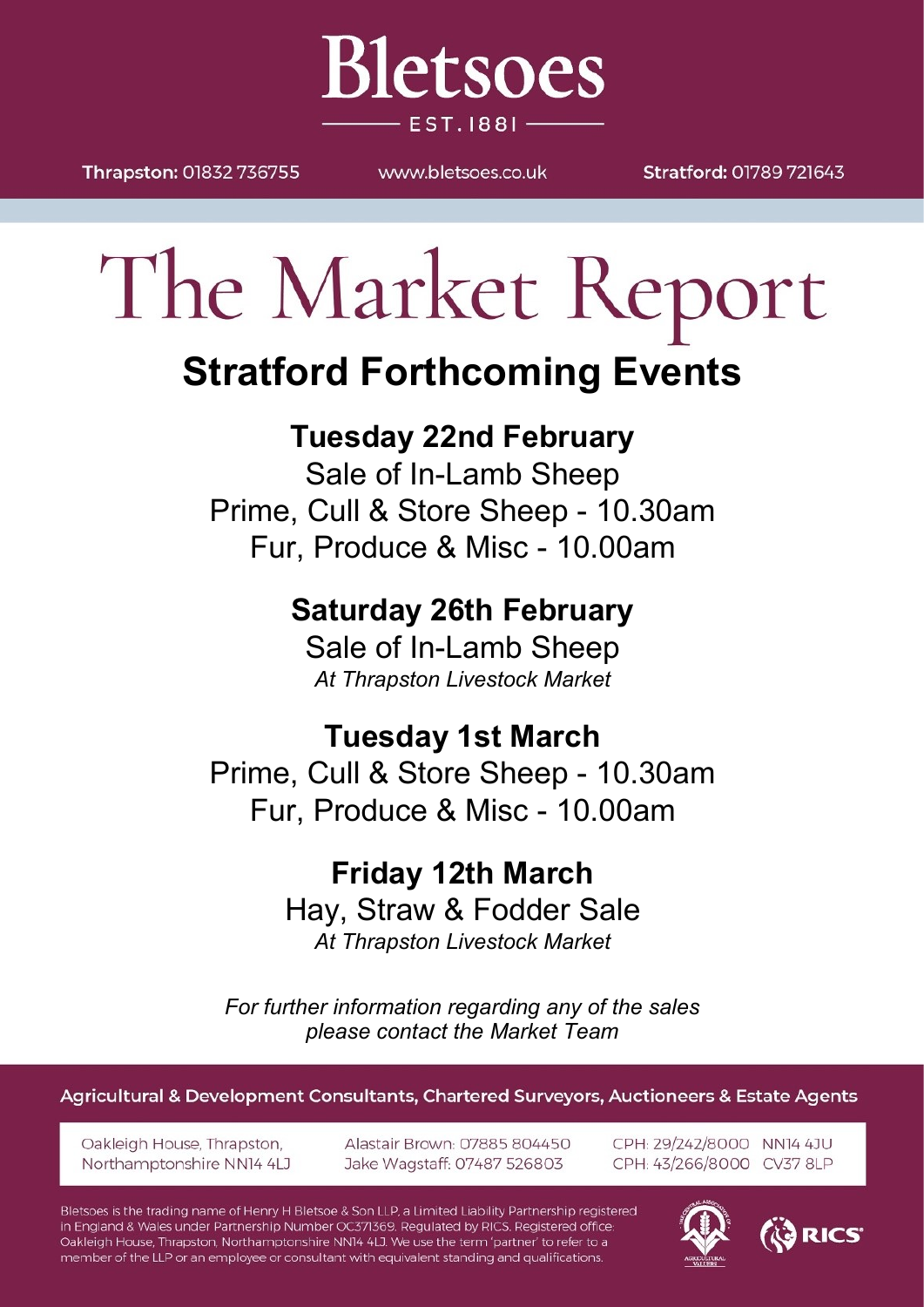# Bletsoes

EST. 1881

**Thrapston:** 01832 736755 www.bletsoes.co.uk **Stratford:** 01789 721643

# The Market Report

## Stratford Forthcoming Events

### Tuesday 22nd February

Sale of In-Lamb Sheep
Prime, Cull & Store Sheep - 10.30am
Fur, Produce & Misc - 10.00am

### Saturday 26th February

Sale of In-Lamb Sheep
*At Thrapston Livestock Market*

### Tuesday 1st March

Prime, Cull & Store Sheep - 10.30am
Fur, Produce & Misc - 10.00am

### Friday 12th March

Hay, Straw & Fodder Sale
*At Thrapston Livestock Market*

*For further information regarding any of the sales please contact the Market Team*

**Agricultural & Development Consultants, Chartered Surveyors, Auctioneers & Estate Agents**

Oakleigh House, Thrapston, Northamptonshire NN14 4LJ

Alastair Brown: 07885 804450
Jake Wagstaff: 07487 526803

CPH: 29/242/8000 NN14 4JU
CPH: 43/266/8000 CV37 8LP

Bletsoes is the trading name of Henry H Bletsoe & Son LLP, a Limited Liability Partnership registered in England & Wales under Partnership Number OC371369. Regulated by RICS. Registered office: Oakleigh House, Thrapston, Northamptonshire NN14 4LJ. We use the term 'partner' to refer to a member of the LLP or an employee or consultant with equivalent standing and qualifications.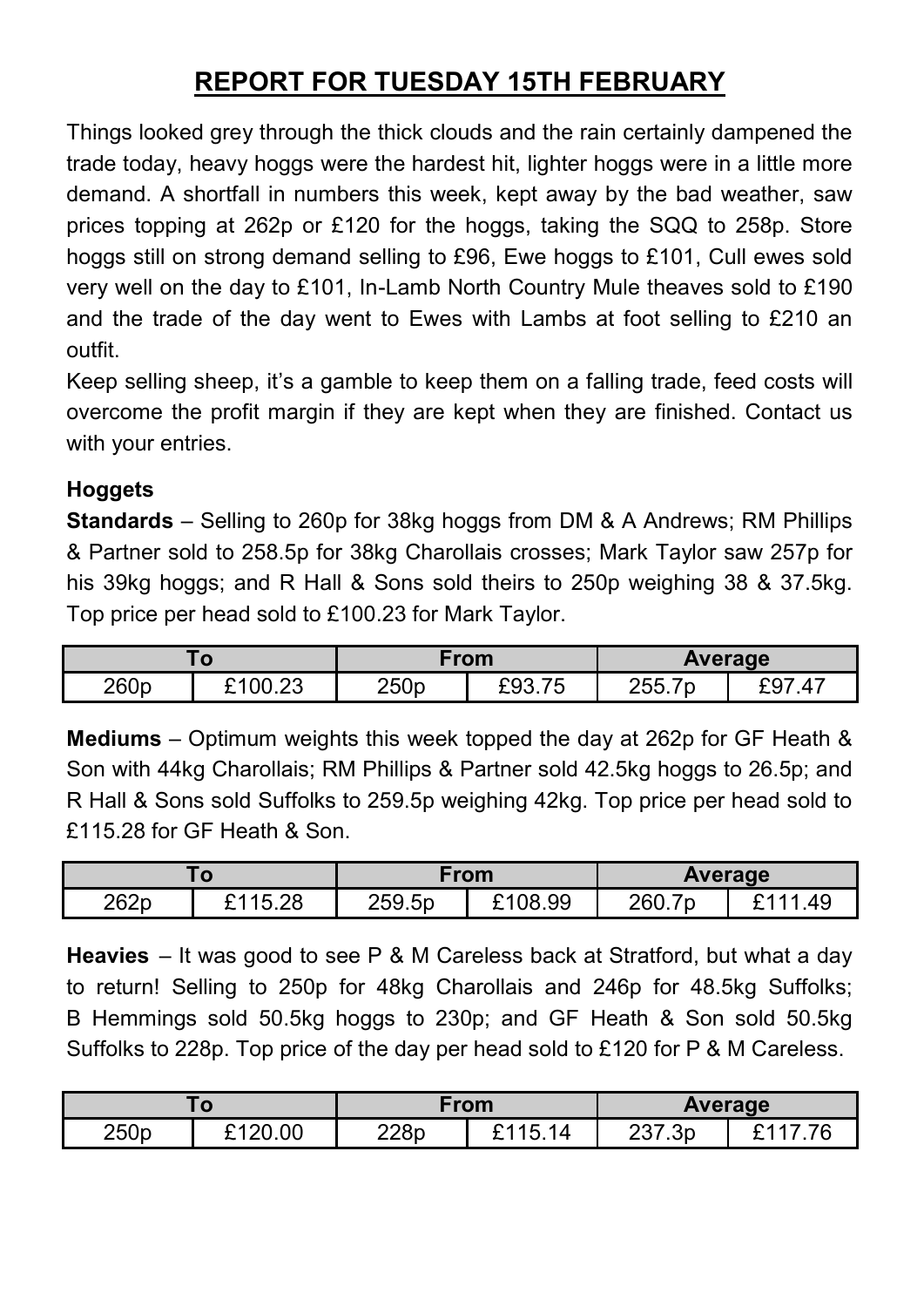# REPORT FOR TUESDAY 15TH FEBRUARY

Things looked grey through the thick clouds and the rain certainly dampened the trade today, heavy hoggs were the hardest hit, lighter hoggs were in a little more demand. A shortfall in numbers this week, kept away by the bad weather, saw prices topping at 262p or £120 for the hoggs, taking the SQQ to 258p. Store hoggs still on strong demand selling to £96, Ewe hoggs to £101, Cull ewes sold very well on the day to £101, In-Lamb North Country Mule theaves sold to £190 and the trade of the day went to Ewes with Lambs at foot selling to £210 an outfit.

Keep selling sheep, it's a gamble to keep them on a falling trade, feed costs will overcome the profit margin if they are kept when they are finished. Contact us with your entries.

### Hoggets

**Standards** – Selling to 260p for 38kg hoggs from DM & A Andrews; RM Phillips & Partner sold to 258.5p for 38kg Charollais crosses; Mark Taylor saw 257p for his 39kg hoggs; and R Hall & Sons sold theirs to 250p weighing 38 & 37.5kg. Top price per head sold to £100.23 for Mark Taylor.

| To | | From | | Average | |
|---|---|---|---|---|---|
| 260p | £100.23 | 250p | £93.75 | 255.7p | £97.47 |

**Mediums** – Optimum weights this week topped the day at 262p for GF Heath & Son with 44kg Charollais; RM Phillips & Partner sold 42.5kg hoggs to 26.5p; and R Hall & Sons sold Suffolks to 259.5p weighing 42kg. Top price per head sold to £115.28 for GF Heath & Son.

| To | | From | | Average | |
|---|---|---|---|---|---|
| 262p | £115.28 | 259.5p | £108.99 | 260.7p | £111.49 |

**Heavies** – It was good to see P & M Careless back at Stratford, but what a day to return! Selling to 250p for 48kg Charollais and 246p for 48.5kg Suffolks; B Hemmings sold 50.5kg hoggs to 230p; and GF Heath & Son sold 50.5kg Suffolks to 228p. Top price of the day per head sold to £120 for P & M Careless.

| To | | From | | Average | |
|---|---|---|---|---|---|
| 250p | £120.00 | 228p | £115.14 | 237.3p | £117.76 |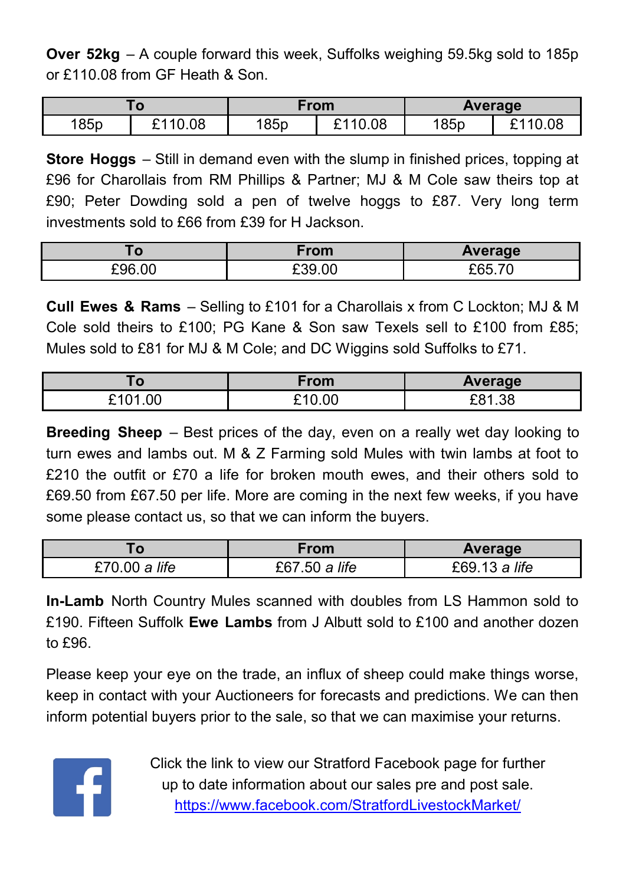**Over 52kg** – A couple forward this week, Suffolks weighing 59.5kg sold to 185p or £110.08 from GF Heath & Son.

| To | | From | | Average | |
|---|---|---|---|---|---|
| 185p | £110.08 | 185p | £110.08 | 185p | £110.08 |

**Store Hoggs** – Still in demand even with the slump in finished prices, topping at £96 for Charollais from RM Phillips & Partner; MJ & M Cole saw theirs top at £90; Peter Dowding sold a pen of twelve hoggs to £87. Very long term investments sold to £66 from £39 for H Jackson.

| To | From | Average |
|---|---|---|
| £96.00 | £39.00 | £65.70 |

**Cull Ewes & Rams** – Selling to £101 for a Charollais x from C Lockton; MJ & M Cole sold theirs to £100; PG Kane & Son saw Texels sell to £100 from £85; Mules sold to £81 for MJ & M Cole; and DC Wiggins sold Suffolks to £71.

| To | From | Average |
|---|---|---|
| £101.00 | £10.00 | £81.38 |

**Breeding Sheep** – Best prices of the day, even on a really wet day looking to turn ewes and lambs out. M & Z Farming sold Mules with twin lambs at foot to £210 the outfit or £70 a life for broken mouth ewes, and their others sold to £69.50 from £67.50 per life. More are coming in the next few weeks, if you have some please contact us, so that we can inform the buyers.

| To | From | Average |
|---|---|---|
| £70.00 *a life* | £67.50 *a life* | £69.13 *a life* |

**In-Lamb** North Country Mules scanned with doubles from LS Hammon sold to £190. Fifteen Suffolk **Ewe Lambs** from J Albutt sold to £100 and another dozen to £96.

Please keep your eye on the trade, an influx of sheep could make things worse, keep in contact with your Auctioneers for forecasts and predictions. We can then inform potential buyers prior to the sale, so that we can maximise your returns.

Click the link to view our Stratford Facebook page for further up to date information about our sales pre and post sale.
https://www.facebook.com/StratfordLivestockMarket/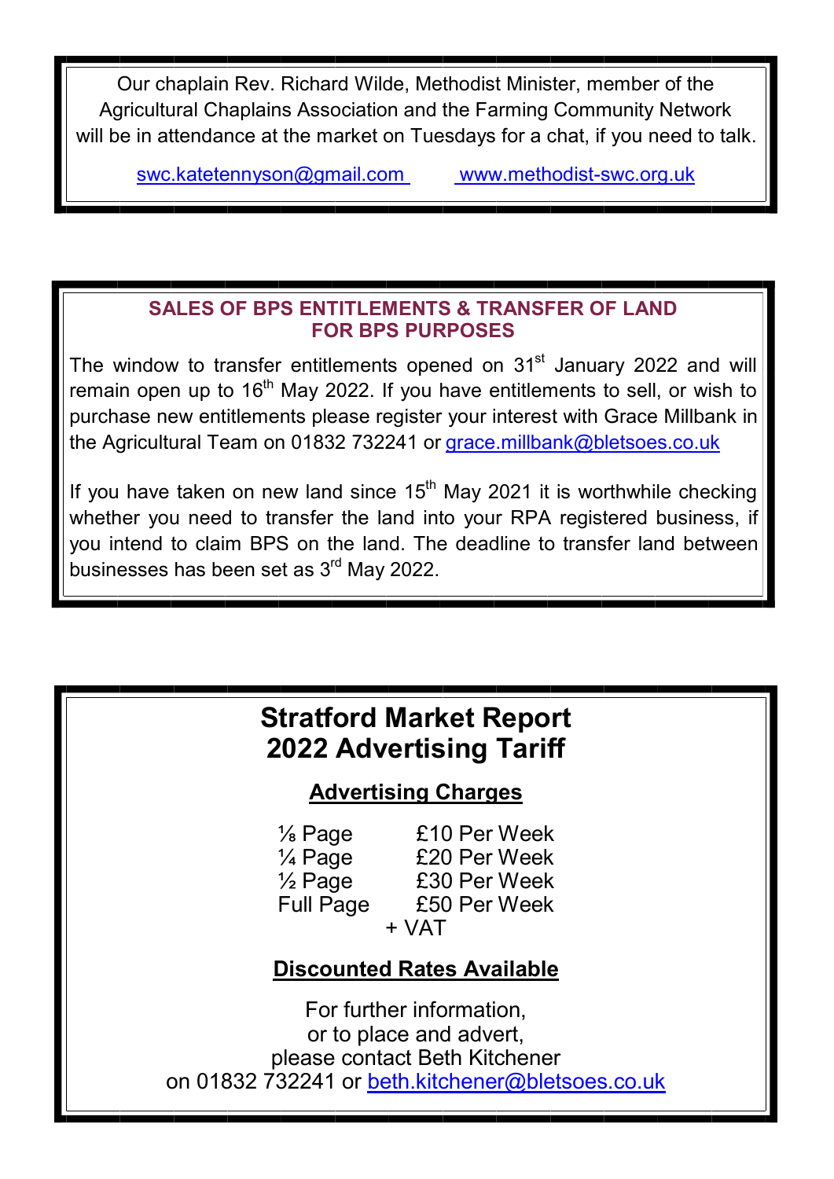Our chaplain Rev. Richard Wilde, Methodist Minister, member of the Agricultural Chaplains Association and the Farming Community Network will be in attendance at the market on Tuesdays for a chat, if you need to talk.

swc.katetennyson@gmail.com www.methodist-swc.org.uk

**SALES OF BPS ENTITLEMENTS & TRANSFER OF LAND FOR BPS PURPOSES**

The window to transfer entitlements opened on 31st January 2022 and will remain open up to 16th May 2022. If you have entitlements to sell, or wish to purchase new entitlements please register your interest with Grace Millbank in the Agricultural Team on 01832 732241 or grace.millbank@bletsoes.co.uk

If you have taken on new land since 15th May 2021 it is worthwhile checking whether you need to transfer the land into your RPA registered business, if you intend to claim BPS on the land. The deadline to transfer land between businesses has been set as 3rd May 2022.

# Stratford Market Report 2022 Advertising Tariff

## Advertising Charges

| | |
|---|---|
| ⅛ Page | £10 Per Week |
| ¼ Page | £20 Per Week |
| ½ Page | £30 Per Week |
| Full Page | £50 Per Week |

+ VAT

## Discounted Rates Available

For further information,
or to place and advert,
please contact Beth Kitchener
on 01832 732241 or beth.kitchener@bletsoes.co.uk